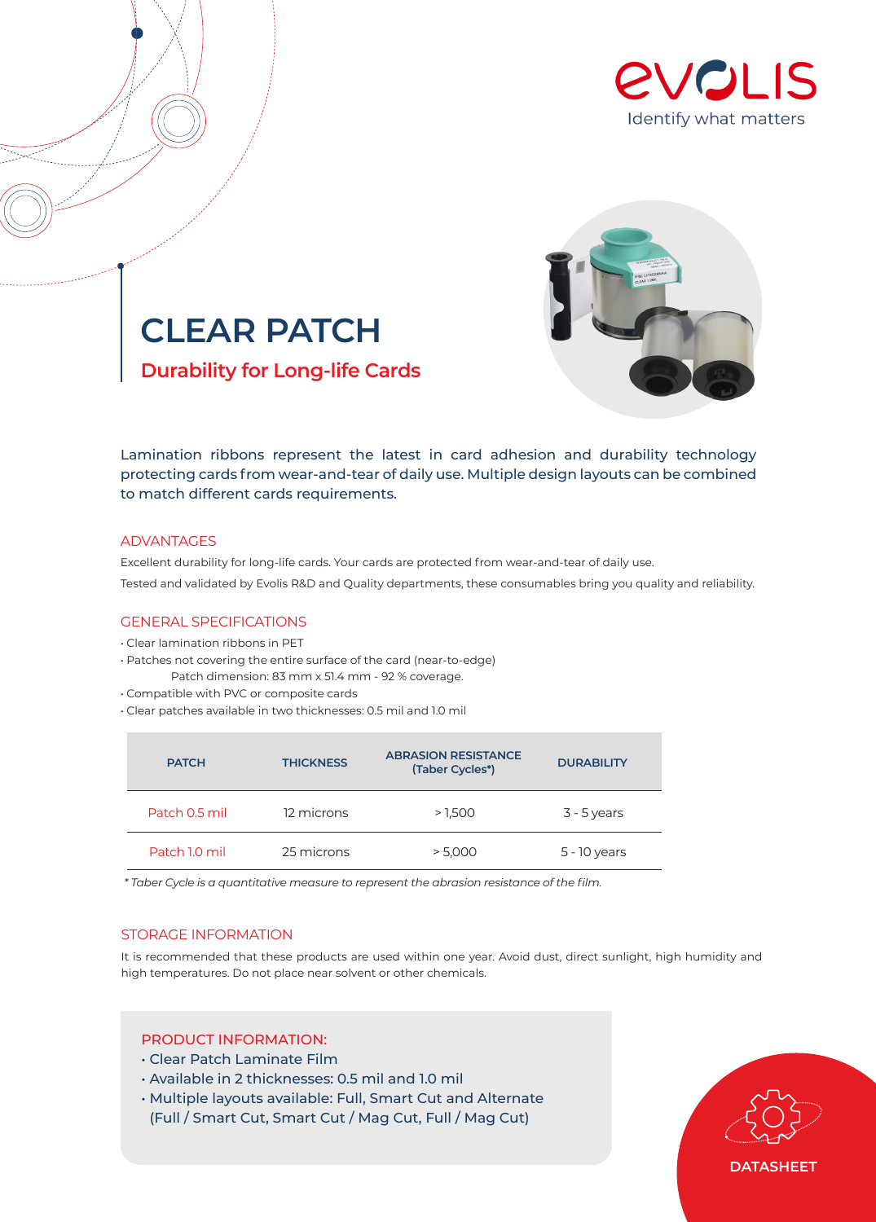Identify what matters

# CLEAR PATCH

## Durability for Long-life Cards

Lamination ribbons represent the latest in card adhesion and durability technology protecting cards from wear-and-tear of daily use. Multiple design layouts can be combined to match different cards requirements.

### ADVANTAGES

Excellent durability for long-life cards. Your cards are protected from wear-and-tear of daily use.

Tested and validated by Evolis R&D and Quality departments, these consumables bring you quality and reliability.

### GENERAL SPECIFICATIONS

- Clear lamination ribbons in PET
- Patches not covering the entire surface of the card (near-to-edge)
  Patch dimension: 83 mm x 51.4 mm - 92 % coverage.
- Compatible with PVC or composite cards
- Clear patches available in two thicknesses: 0.5 mil and 1.0 mil

| PATCH | THICKNESS | ABRASION RESISTANCE (Taber Cycles*) | DURABILITY |
|---|---|---|---|
| Patch 0.5 mil | 12 microns | > 1,500 | 3 - 5 years |
| Patch 1.0 mil | 25 microns | > 5,000 | 5 - 10 years |

*\* Taber Cycle is a quantitative measure to represent the abrasion resistance of the film.*

### STORAGE INFORMATION

It is recommended that these products are used within one year. Avoid dust, direct sunlight, high humidity and high temperatures. Do not place near solvent or other chemicals.

### PRODUCT INFORMATION:

- Clear Patch Laminate Film
- Available in 2 thicknesses: 0.5 mil and 1.0 mil
- Multiple layouts available: Full, Smart Cut and Alternate (Full / Smart Cut, Smart Cut / Mag Cut, Full / Mag Cut)

DATASHEET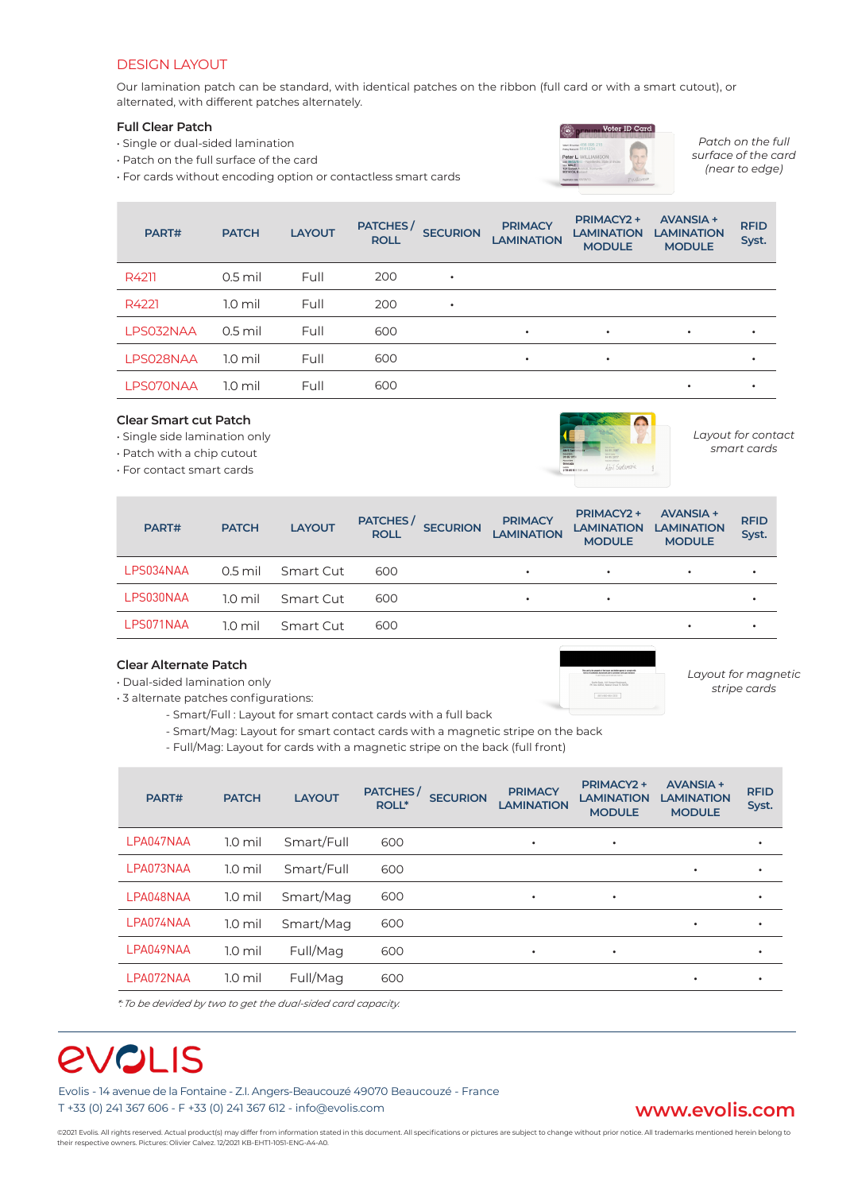## DESIGN LAYOUT

Our lamination patch can be standard, with identical patches on the ribbon (full card or with a smart cutout), or alternated, with different patches alternately.

### Full Clear Patch

- Single or dual-sided lamination
- Patch on the full surface of the card
- For cards without encoding option or contactless smart cards

*Patch on the full surface of the card (near to edge)*

| PART# | PATCH | LAYOUT | PATCHES / ROLL | SECURION | PRIMACY LAMINATION | PRIMACY2 + LAMINATION MODULE | AVANSIA + LAMINATION MODULE | RFID Syst. |
|---|---|---|---|---|---|---|---|---|
| R4211 | 0.5 mil | Full | 200 | • | | | | |
| R4221 | 1.0 mil | Full | 200 | • | | | | |
| LPS032NAA | 0.5 mil | Full | 600 | | • | • | • | • |
| LPS028NAA | 1.0 mil | Full | 600 | | • | • | | • |
| LPS070NAA | 1.0 mil | Full | 600 | | | | • | • |

### Clear Smart cut Patch

- Single side lamination only
- Patch with a chip cutout
- For contact smart cards

*Layout for contact smart cards*

| PART# | PATCH | LAYOUT | PATCHES / ROLL | SECURION | PRIMACY LAMINATION | PRIMACY2 + LAMINATION MODULE | AVANSIA + LAMINATION MODULE | RFID Syst. |
|---|---|---|---|---|---|---|---|---|
| LPS034NAA | 0.5 mil | Smart Cut | 600 | | • | • | • | • |
| LPS030NAA | 1.0 mil | Smart Cut | 600 | | • | • | | • |
| LPS071NAA | 1.0 mil | Smart Cut | 600 | | | | • | • |

### Clear Alternate Patch

- Dual-sided lamination only
- 3 alternate patches configurations:
  - Smart/Full : Layout for smart contact cards with a full back
  - Smart/Mag: Layout for smart contact cards with a magnetic stripe on the back
  - Full/Mag: Layout for cards with a magnetic stripe on the back (full front)

*Layout for magnetic stripe cards*

| PART# | PATCH | LAYOUT | PATCHES / ROLL* | SECURION | PRIMACY LAMINATION | PRIMACY2 + LAMINATION MODULE | AVANSIA + LAMINATION MODULE | RFID Syst. |
|---|---|---|---|---|---|---|---|---|
| LPA047NAA | 1.0 mil | Smart/Full | 600 | | • | • | | • |
| LPA073NAA | 1.0 mil | Smart/Full | 600 | | | | • | • |
| LPA048NAA | 1.0 mil | Smart/Mag | 600 | | • | • | | • |
| LPA074NAA | 1.0 mil | Smart/Mag | 600 | | | | • | • |
| LPA049NAA | 1.0 mil | Full/Mag | 600 | | • | • | | • |
| LPA072NAA | 1.0 mil | Full/Mag | 600 | | | | • | • |

*: To be devided by two to get the dual-sided card capacity.*

EVOLIS

Evolis - 14 avenue de la Fontaine - Z.I. Angers-Beaucouzé 49070 Beaucouzé - France
T +33 (0) 241 367 606 - F +33 (0) 241 367 612 - info@evolis.com

www.evolis.com

©2021 Evolis. All rights reserved. Actual product(s) may differ from information stated in this document. All specifications or pictures are subject to change without prior notice. All trademarks mentioned herein belong to their respective owners. Pictures: Olivier Calvez. 12/2021 KB-EHT1-1051-ENG-A4-A0.